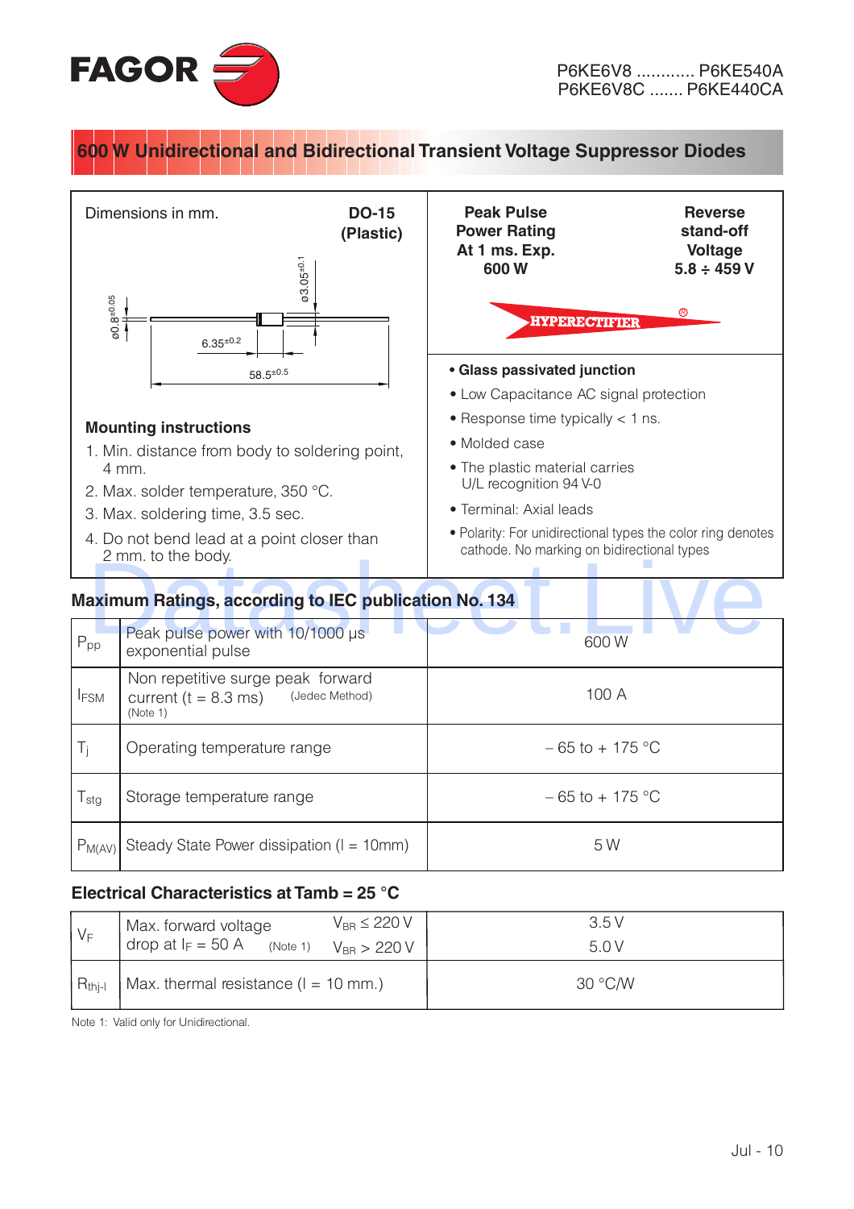FAGOR

P6KE6V8 ............ P6KE540A
P6KE6V8C ....... P6KE440CA

# 600 W Unidirectional and Bidirectional Transient Voltage Suppressor Diodes

Dimensions in mm. **DO-15 (Plastic)**

ø0.8±0.05 ø3.05±0.1 6.35±0.2 58.5±0.5

**Peak Pulse Power Rating At 1 ms. Exp. 600 W**

**Reverse stand-off Voltage 5.8 ÷ 459 V**

HYPERECTIFIER®

### Mounting instructions

1. Min. distance from body to soldering point, 4 mm.
2. Max. solder temperature, 350 °C.
3. Max. soldering time, 3.5 sec.
4. Do not bend lead at a point closer than 2 mm. to the body.

- **Glass passivated junction**
- Low Capacitance AC signal protection
- Response time typically < 1 ns.
- Molded case
- The plastic material carries U/L recognition 94 V-0
- Terminal: Axial leads
- Polarity: For unidirectional types the color ring denotes cathode. No marking on bidirectional types

## Maximum Ratings, according to IEC publication No. 134

| Symbol | Parameter | Value |
|---|---|---|
| $P_{pp}$ | Peak pulse power with 10/1000 µs exponential pulse | 600 W |
| $I_{FSM}$ | Non repetitive surge peak forward current (t = 8.3 ms) (Jedec Method) (Note 1) | 100 A |
| $T_j$ | Operating temperature range | – 65 to + 175 °C |
| $T_{stg}$ | Storage temperature range | – 65 to + 175 °C |
| $P_{M(AV)}$ | Steady State Power dissipation (l = 10mm) | 5 W |

## Electrical Characteristics at Tamb = 25 °C

| Symbol | Parameter | Condition | Value |
|---|---|---|---|
| $V_F$ | Max. forward voltage drop at $I_F$ = 50 A (Note 1) | $V_{BR} \leq 220$ V | 3.5 V |
| | | $V_{BR} > 220$ V | 5.0 V |
| $R_{thj\text{-}l}$ | Max. thermal resistance (l = 10 mm.) | | 30 °C/W |

Note 1: Valid only for Unidirectional.

Jul - 10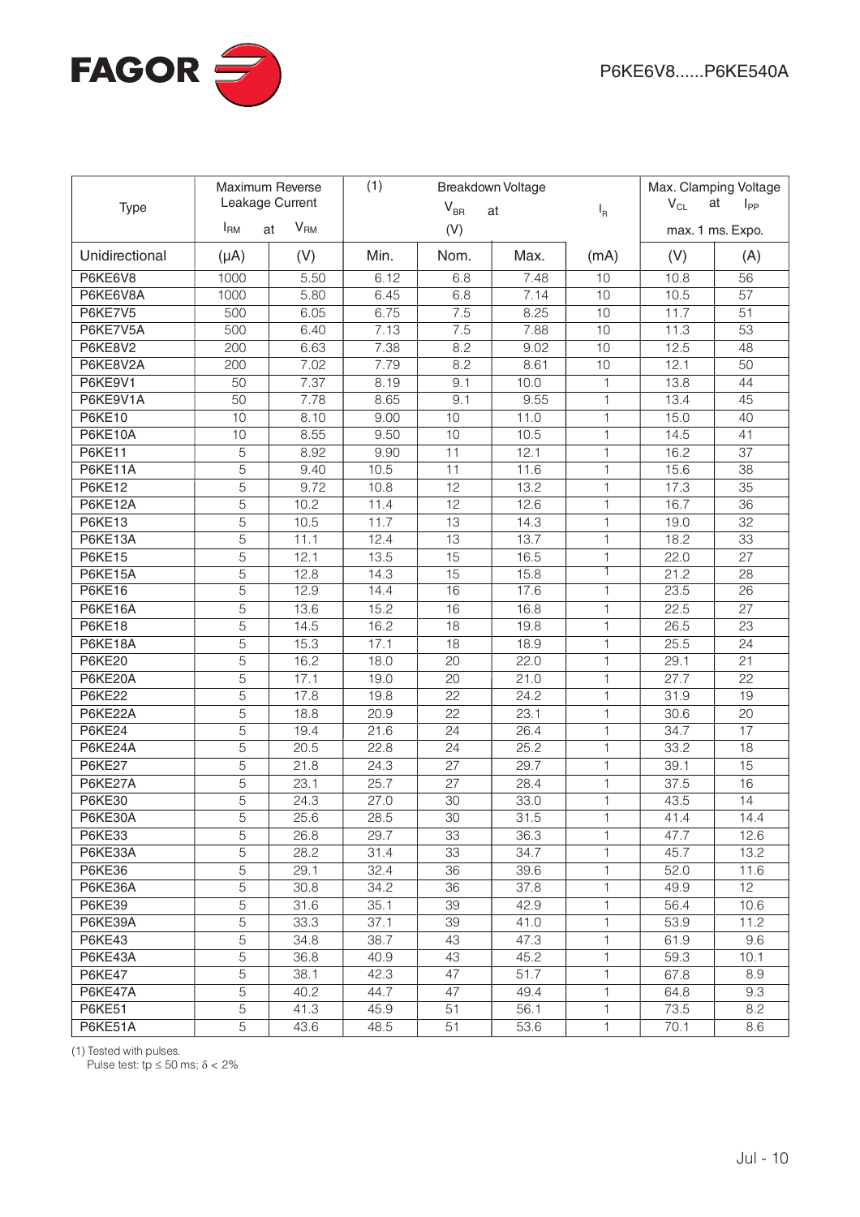| Type | Maximum Reverse Leakage Current | | (1) Breakdown Voltage | | | | Max. Clamping Voltage | |
|---|---|---|---|---|---|---|---|---|
| | $I_{RM}$ at | $V_{RM}$ | $V_{BR}$ at (V) | | | $I_R$ | $V_{CL}$ at | $I_{PP}$ |
| | | | | | | | max. 1 ms. Expo. | |
| Unidirectional | (μA) | (V) | Min. | Nom. | Max. | (mA) | (V) | (A) |
| P6KE6V8 | 1000 | 5.50 | 6.12 | 6.8 | 7.48 | 10 | 10.8 | 56 |
| P6KE6V8A | 1000 | 5.80 | 6.45 | 6.8 | 7.14 | 10 | 10.5 | 57 |
| P6KE7V5 | 500 | 6.05 | 6.75 | 7.5 | 8.25 | 10 | 11.7 | 51 |
| P6KE7V5A | 500 | 6.40 | 7.13 | 7.5 | 7.88 | 10 | 11.3 | 53 |
| P6KE8V2 | 200 | 6.63 | 7.38 | 8.2 | 9.02 | 10 | 12.5 | 48 |
| P6KE8V2A | 200 | 7.02 | 7.79 | 8.2 | 8.61 | 10 | 12.1 | 50 |
| P6KE9V1 | 50 | 7.37 | 8.19 | 9.1 | 10.0 | 1 | 13.8 | 44 |
| P6KE9V1A | 50 | 7.78 | 8.65 | 9.1 | 9.55 | 1 | 13.4 | 45 |
| P6KE10 | 10 | 8.10 | 9.00 | 10 | 11.0 | 1 | 15.0 | 40 |
| P6KE10A | 10 | 8.55 | 9.50 | 10 | 10.5 | 1 | 14.5 | 41 |
| P6KE11 | 5 | 8.92 | 9.90 | 11 | 12.1 | 1 | 16.2 | 37 |
| P6KE11A | 5 | 9.40 | 10.5 | 11 | 11.6 | 1 | 15.6 | 38 |
| P6KE12 | 5 | 9.72 | 10.8 | 12 | 13.2 | 1 | 17.3 | 35 |
| P6KE12A | 5 | 10.2 | 11.4 | 12 | 12.6 | 1 | 16.7 | 36 |
| P6KE13 | 5 | 10.5 | 11.7 | 13 | 14.3 | 1 | 19.0 | 32 |
| P6KE13A | 5 | 11.1 | 12.4 | 13 | 13.7 | 1 | 18.2 | 33 |
| P6KE15 | 5 | 12.1 | 13.5 | 15 | 16.5 | 1 | 22.0 | 27 |
| P6KE15A | 5 | 12.8 | 14.3 | 15 | 15.8 | 1 | 21.2 | 28 |
| P6KE16 | 5 | 12.9 | 14.4 | 16 | 17.6 | 1 | 23.5 | 26 |
| P6KE16A | 5 | 13.6 | 15.2 | 16 | 16.8 | 1 | 22.5 | 27 |
| P6KE18 | 5 | 14.5 | 16.2 | 18 | 19.8 | 1 | 26.5 | 23 |
| P6KE18A | 5 | 15.3 | 17.1 | 18 | 18.9 | 1 | 25.5 | 24 |
| P6KE20 | 5 | 16.2 | 18.0 | 20 | 22.0 | 1 | 29.1 | 21 |
| P6KE20A | 5 | 17.1 | 19.0 | 20 | 21.0 | 1 | 27.7 | 22 |
| P6KE22 | 5 | 17.8 | 19.8 | 22 | 24.2 | 1 | 31.9 | 19 |
| P6KE22A | 5 | 18.8 | 20.9 | 22 | 23.1 | 1 | 30.6 | 20 |
| P6KE24 | 5 | 19.4 | 21.6 | 24 | 26.4 | 1 | 34.7 | 17 |
| P6KE24A | 5 | 20.5 | 22.8 | 24 | 25.2 | 1 | 33.2 | 18 |
| P6KE27 | 5 | 21.8 | 24.3 | 27 | 29.7 | 1 | 39.1 | 15 |
| P6KE27A | 5 | 23.1 | 25.7 | 27 | 28.4 | 1 | 37.5 | 16 |
| P6KE30 | 5 | 24.3 | 27.0 | 30 | 33.0 | 1 | 43.5 | 14 |
| P6KE30A | 5 | 25.6 | 28.5 | 30 | 31.5 | 1 | 41.4 | 14.4 |
| P6KE33 | 5 | 26.8 | 29.7 | 33 | 36.3 | 1 | 47.7 | 12.6 |
| P6KE33A | 5 | 28.2 | 31.4 | 33 | 34.7 | 1 | 45.7 | 13.2 |
| P6KE36 | 5 | 29.1 | 32.4 | 36 | 39.6 | 1 | 52.0 | 11.6 |
| P6KE36A | 5 | 30.8 | 34.2 | 36 | 37.8 | 1 | 49.9 | 12 |
| P6KE39 | 5 | 31.6 | 35.1 | 39 | 42.9 | 1 | 56.4 | 10.6 |
| P6KE39A | 5 | 33.3 | 37.1 | 39 | 41.0 | 1 | 53.9 | 11.2 |
| P6KE43 | 5 | 34.8 | 38.7 | 43 | 47.3 | 1 | 61.9 | 9.6 |
| P6KE43A | 5 | 36.8 | 40.9 | 43 | 45.2 | 1 | 59.3 | 10.1 |
| P6KE47 | 5 | 38.1 | 42.3 | 47 | 51.7 | 1 | 67.8 | 8.9 |
| P6KE47A | 5 | 40.2 | 44.7 | 47 | 49.4 | 1 | 64.8 | 9.3 |
| P6KE51 | 5 | 41.3 | 45.9 | 51 | 56.1 | 1 | 73.5 | 8.2 |
| P6KE51A | 5 | 43.6 | 48.5 | 51 | 53.6 | 1 | 70.1 | 8.6 |

(1) Tested with pulses.
Pulse test: $t_p \leq 50$ ms; $\delta < 2\%$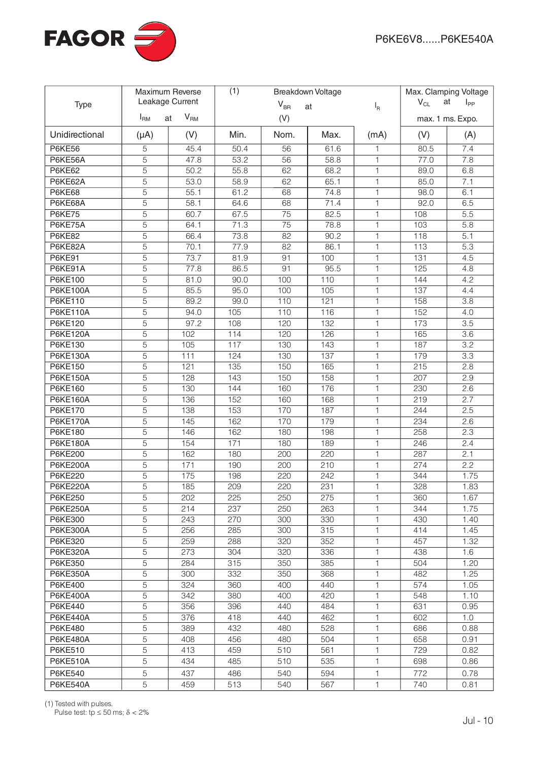| Type | Maximum Reverse Leakage Current | | (1) Breakdown Voltage | | | | Max. Clamping Voltage | |
|---|---|---|---|---|---|---|---|---|
| | $I_{RM}$ at | $V_{RM}$ | $V_{BR}$ at (V) | | | $I_R$ | $V_{CL}$ at | $I_{PP}$ |
| | | | | | | | max. 1 ms. Expo. | |
| Unidirectional | (μA) | (V) | Min. | Nom. | Max. | (mA) | (V) | (A) |
| P6KE56 | 5 | 45.4 | 50.4 | 56 | 61.6 | 1 | 80.5 | 7.4 |
| P6KE56A | 5 | 47.8 | 53.2 | 56 | 58.8 | 1 | 77.0 | 7.8 |
| P6KE62 | 5 | 50.2 | 55.8 | 62 | 68.2 | 1 | 89.0 | 6.8 |
| P6KE62A | 5 | 53.0 | 58.9 | 62 | 65.1 | 1 | 85.0 | 7.1 |
| P6KE68 | 5 | 55.1 | 61.2 | 68 | 74.8 | 1 | 98.0 | 6.1 |
| P6KE68A | 5 | 58.1 | 64.6 | 68 | 71.4 | 1 | 92.0 | 6.5 |
| P6KE75 | 5 | 60.7 | 67.5 | 75 | 82.5 | 1 | 108 | 5.5 |
| P6KE75A | 5 | 64.1 | 71.3 | 75 | 78.8 | 1 | 103 | 5.8 |
| P6KE82 | 5 | 66.4 | 73.8 | 82 | 90.2 | 1 | 118 | 5.1 |
| P6KE82A | 5 | 70.1 | 77.9 | 82 | 86.1 | 1 | 113 | 5.3 |
| P6KE91 | 5 | 73.7 | 81.9 | 91 | 100 | 1 | 131 | 4.5 |
| P6KE91A | 5 | 77.8 | 86.5 | 91 | 95.5 | 1 | 125 | 4.8 |
| P6KE100 | 5 | 81.0 | 90.0 | 100 | 110 | 1 | 144 | 4.2 |
| P6KE100A | 5 | 85.5 | 95.0 | 100 | 105 | 1 | 137 | 4.4 |
| P6KE110 | 5 | 89.2 | 99.0 | 110 | 121 | 1 | 158 | 3.8 |
| P6KE110A | 5 | 94.0 | 105 | 110 | 116 | 1 | 152 | 4.0 |
| P6KE120 | 5 | 97.2 | 108 | 120 | 132 | 1 | 173 | 3.5 |
| P6KE120A | 5 | 102 | 114 | 120 | 126 | 1 | 165 | 3.6 |
| P6KE130 | 5 | 105 | 117 | 130 | 143 | 1 | 187 | 3.2 |
| P6KE130A | 5 | 111 | 124 | 130 | 137 | 1 | 179 | 3.3 |
| P6KE150 | 5 | 121 | 135 | 150 | 165 | 1 | 215 | 2.8 |
| P6KE150A | 5 | 128 | 143 | 150 | 158 | 1 | 207 | 2.9 |
| P6KE160 | 5 | 130 | 144 | 160 | 176 | 1 | 230 | 2.6 |
| P6KE160A | 5 | 136 | 152 | 160 | 168 | 1 | 219 | 2.7 |
| P6KE170 | 5 | 138 | 153 | 170 | 187 | 1 | 244 | 2.5 |
| P6KE170A | 5 | 145 | 162 | 170 | 179 | 1 | 234 | 2.6 |
| P6KE180 | 5 | 146 | 162 | 180 | 198 | 1 | 258 | 2.3 |
| P6KE180A | 5 | 154 | 171 | 180 | 189 | 1 | 246 | 2.4 |
| P6KE200 | 5 | 162 | 180 | 200 | 220 | 1 | 287 | 2.1 |
| P6KE200A | 5 | 171 | 190 | 200 | 210 | 1 | 274 | 2.2 |
| P6KE220 | 5 | 175 | 198 | 220 | 242 | 1 | 344 | 1.75 |
| P6KE220A | 5 | 185 | 209 | 220 | 231 | 1 | 328 | 1.83 |
| P6KE250 | 5 | 202 | 225 | 250 | 275 | 1 | 360 | 1.67 |
| P6KE250A | 5 | 214 | 237 | 250 | 263 | 1 | 344 | 1.75 |
| P6KE300 | 5 | 243 | 270 | 300 | 330 | 1 | 430 | 1.40 |
| P6KE300A | 5 | 256 | 285 | 300 | 315 | 1 | 414 | 1.45 |
| P6KE320 | 5 | 259 | 288 | 320 | 352 | 1 | 457 | 1.32 |
| P6KE320A | 5 | 273 | 304 | 320 | 336 | 1 | 438 | 1.6 |
| P6KE350 | 5 | 284 | 315 | 350 | 385 | 1 | 504 | 1.20 |
| P6KE350A | 5 | 300 | 332 | 350 | 368 | 1 | 482 | 1.25 |
| P6KE400 | 5 | 324 | 360 | 400 | 440 | 1 | 574 | 1.05 |
| P6KE400A | 5 | 342 | 380 | 400 | 420 | 1 | 548 | 1.10 |
| P6KE440 | 5 | 356 | 396 | 440 | 484 | 1 | 631 | 0.95 |
| P6KE440A | 5 | 376 | 418 | 440 | 462 | 1 | 602 | 1.0 |
| P6KE480 | 5 | 389 | 432 | 480 | 528 | 1 | 686 | 0.88 |
| P6KE480A | 5 | 408 | 456 | 480 | 504 | 1 | 658 | 0.91 |
| P6KE510 | 5 | 413 | 459 | 510 | 561 | 1 | 729 | 0.82 |
| P6KE510A | 5 | 434 | 485 | 510 | 535 | 1 | 698 | 0.86 |
| P6KE540 | 5 | 437 | 486 | 540 | 594 | 1 | 772 | 0.78 |
| P6KE540A | 5 | 459 | 513 | 540 | 567 | 1 | 740 | 0.81 |

(1) Tested with pulses.
Pulse test: $t_p \leq 50$ ms; $\delta < 2\%$

Jul - 10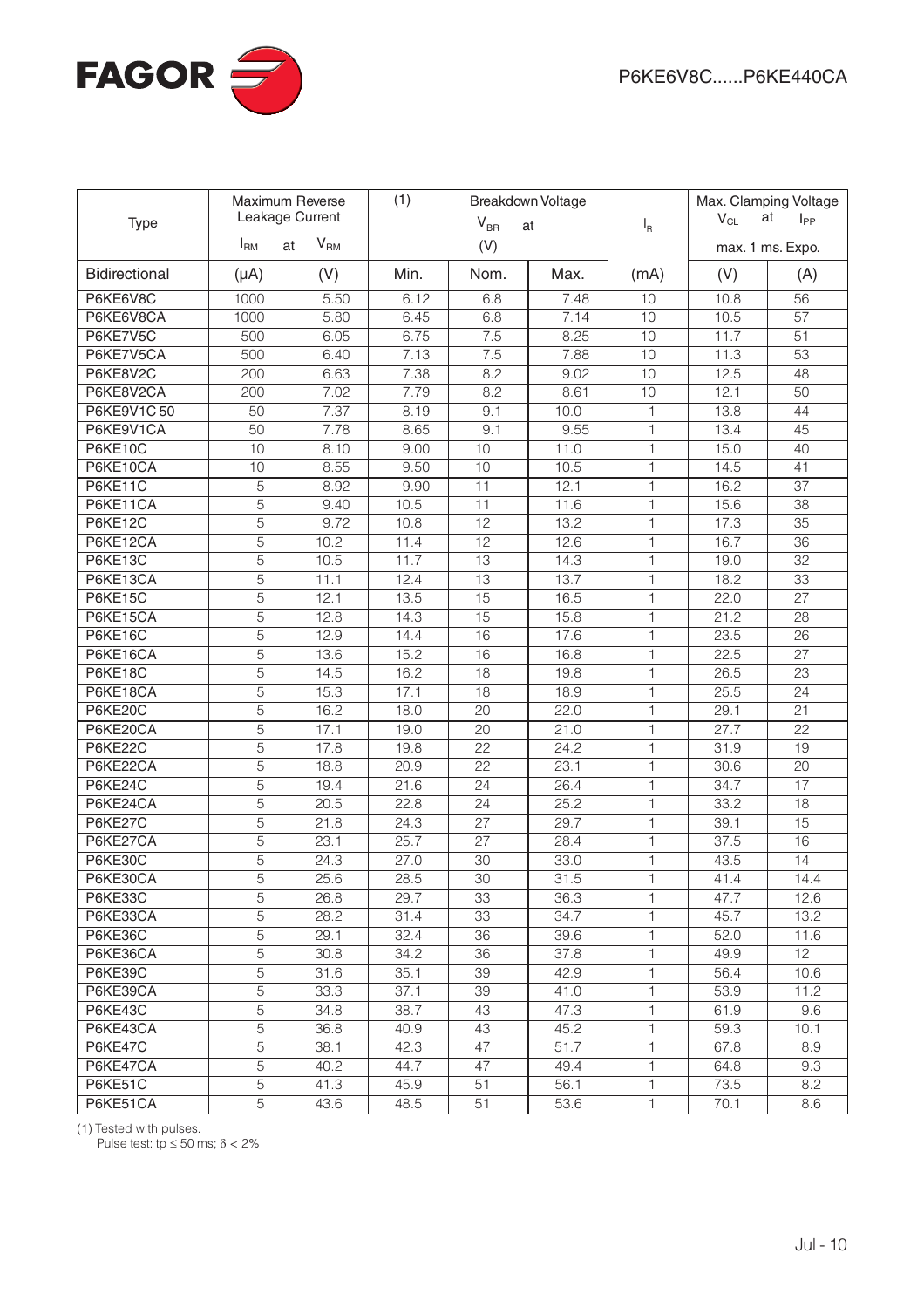| Type | Maximum Reverse Leakage Current $I_{RM}$ at | $V_{RM}$ | (1) Breakdown Voltage $V_{BR}$ at (V) | | | $I_R$ | Max. Clamping Voltage $V_{CL}$ at max. 1 ms. Expo. | $I_{PP}$ |
|---|---|---|---|---|---|---|---|---|
| Bidirectional | (μA) | (V) | Min. | Nom. | Max. | (mA) | (V) | (A) |
| P6KE6V8C | 1000 | 5.50 | 6.12 | 6.8 | 7.48 | 10 | 10.8 | 56 |
| P6KE6V8CA | 1000 | 5.80 | 6.45 | 6.8 | 7.14 | 10 | 10.5 | 57 |
| P6KE7V5C | 500 | 6.05 | 6.75 | 7.5 | 8.25 | 10 | 11.7 | 51 |
| P6KE7V5CA | 500 | 6.40 | 7.13 | 7.5 | 7.88 | 10 | 11.3 | 53 |
| P6KE8V2C | 200 | 6.63 | 7.38 | 8.2 | 9.02 | 10 | 12.5 | 48 |
| P6KE8V2CA | 200 | 7.02 | 7.79 | 8.2 | 8.61 | 10 | 12.1 | 50 |
| P6KE9V1C 50 | 50 | 7.37 | 8.19 | 9.1 | 10.0 | 1 | 13.8 | 44 |
| P6KE9V1CA | 50 | 7.78 | 8.65 | 9.1 | 9.55 | 1 | 13.4 | 45 |
| P6KE10C | 10 | 8.10 | 9.00 | 10 | 11.0 | 1 | 15.0 | 40 |
| P6KE10CA | 10 | 8.55 | 9.50 | 10 | 10.5 | 1 | 14.5 | 41 |
| P6KE11C | 5 | 8.92 | 9.90 | 11 | 12.1 | 1 | 16.2 | 37 |
| P6KE11CA | 5 | 9.40 | 10.5 | 11 | 11.6 | 1 | 15.6 | 38 |
| P6KE12C | 5 | 9.72 | 10.8 | 12 | 13.2 | 1 | 17.3 | 35 |
| P6KE12CA | 5 | 10.2 | 11.4 | 12 | 12.6 | 1 | 16.7 | 36 |
| P6KE13C | 5 | 10.5 | 11.7 | 13 | 14.3 | 1 | 19.0 | 32 |
| P6KE13CA | 5 | 11.1 | 12.4 | 13 | 13.7 | 1 | 18.2 | 33 |
| P6KE15C | 5 | 12.1 | 13.5 | 15 | 16.5 | 1 | 22.0 | 27 |
| P6KE15CA | 5 | 12.8 | 14.3 | 15 | 15.8 | 1 | 21.2 | 28 |
| P6KE16C | 5 | 12.9 | 14.4 | 16 | 17.6 | 1 | 23.5 | 26 |
| P6KE16CA | 5 | 13.6 | 15.2 | 16 | 16.8 | 1 | 22.5 | 27 |
| P6KE18C | 5 | 14.5 | 16.2 | 18 | 19.8 | 1 | 26.5 | 23 |
| P6KE18CA | 5 | 15.3 | 17.1 | 18 | 18.9 | 1 | 25.5 | 24 |
| P6KE20C | 5 | 16.2 | 18.0 | 20 | 22.0 | 1 | 29.1 | 21 |
| P6KE20CA | 5 | 17.1 | 19.0 | 20 | 21.0 | 1 | 27.7 | 22 |
| P6KE22C | 5 | 17.8 | 19.8 | 22 | 24.2 | 1 | 31.9 | 19 |
| P6KE22CA | 5 | 18.8 | 20.9 | 22 | 23.1 | 1 | 30.6 | 20 |
| P6KE24C | 5 | 19.4 | 21.6 | 24 | 26.4 | 1 | 34.7 | 17 |
| P6KE24CA | 5 | 20.5 | 22.8 | 24 | 25.2 | 1 | 33.2 | 18 |
| P6KE27C | 5 | 21.8 | 24.3 | 27 | 29.7 | 1 | 39.1 | 15 |
| P6KE27CA | 5 | 23.1 | 25.7 | 27 | 28.4 | 1 | 37.5 | 16 |
| P6KE30C | 5 | 24.3 | 27.0 | 30 | 33.0 | 1 | 43.5 | 14 |
| P6KE30CA | 5 | 25.6 | 28.5 | 30 | 31.5 | 1 | 41.4 | 14.4 |
| P6KE33C | 5 | 26.8 | 29.7 | 33 | 36.3 | 1 | 47.7 | 12.6 |
| P6KE33CA | 5 | 28.2 | 31.4 | 33 | 34.7 | 1 | 45.7 | 13.2 |
| P6KE36C | 5 | 29.1 | 32.4 | 36 | 39.6 | 1 | 52.0 | 11.6 |
| P6KE36CA | 5 | 30.8 | 34.2 | 36 | 37.8 | 1 | 49.9 | 12 |
| P6KE39C | 5 | 31.6 | 35.1 | 39 | 42.9 | 1 | 56.4 | 10.6 |
| P6KE39CA | 5 | 33.3 | 37.1 | 39 | 41.0 | 1 | 53.9 | 11.2 |
| P6KE43C | 5 | 34.8 | 38.7 | 43 | 47.3 | 1 | 61.9 | 9.6 |
| P6KE43CA | 5 | 36.8 | 40.9 | 43 | 45.2 | 1 | 59.3 | 10.1 |
| P6KE47C | 5 | 38.1 | 42.3 | 47 | 51.7 | 1 | 67.8 | 8.9 |
| P6KE47CA | 5 | 40.2 | 44.7 | 47 | 49.4 | 1 | 64.8 | 9.3 |
| P6KE51C | 5 | 41.3 | 45.9 | 51 | 56.1 | 1 | 73.5 | 8.2 |
| P6KE51CA | 5 | 43.6 | 48.5 | 51 | 53.6 | 1 | 70.1 | 8.6 |

(1) Tested with pulses.
Pulse test: $t_p \leq 50$ ms; $\delta < 2\%$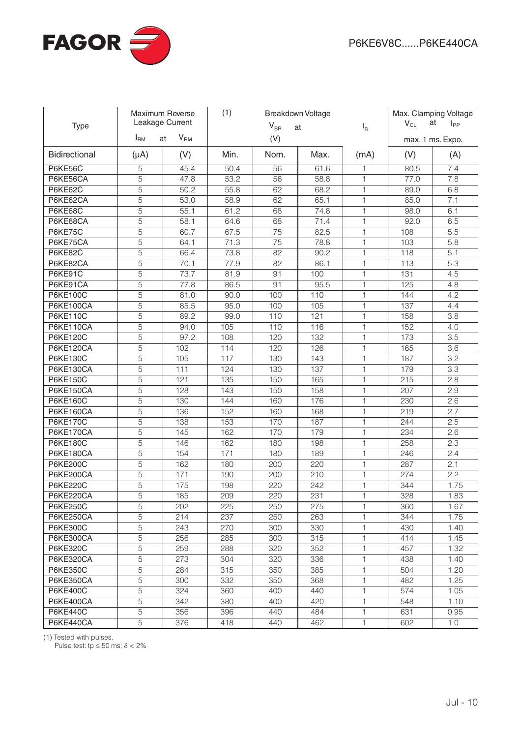| Type | Maximum Reverse Leakage Current | | (1) | Breakdown Voltage | | | Max. Clamping Voltage | |
|---|---|---|---|---|---|---|---|---|
| | $I_{RM}$ at | $V_{RM}$ | | $V_{BR}$ at (V) | | $I_R$ | $V_{CL}$ at | $I_{PP}$ |
| | | | | | | | max. 1 ms. Expo. | |
| Bidirectional | (μA) | (V) | Min. | Nom. | Max. | (mA) | (V) | (A) |
| P6KE56C | 5 | 45.4 | 50.4 | 56 | 61.6 | 1 | 80.5 | 7.4 |
| P6KE56CA | 5 | 47.8 | 53.2 | 56 | 58.8 | 1 | 77.0 | 7.8 |
| P6KE62C | 5 | 50.2 | 55.8 | 62 | 68.2 | 1 | 89.0 | 6.8 |
| P6KE62CA | 5 | 53.0 | 58.9 | 62 | 65.1 | 1 | 85.0 | 7.1 |
| P6KE68C | 5 | 55.1 | 61.2 | 68 | 74.8 | 1 | 98.0 | 6.1 |
| P6KE68CA | 5 | 58.1 | 64.6 | 68 | 71.4 | 1 | 92.0 | 6.5 |
| P6KE75C | 5 | 60.7 | 67.5 | 75 | 82.5 | 1 | 108 | 5.5 |
| P6KE75CA | 5 | 64.1 | 71.3 | 75 | 78.8 | 1 | 103 | 5.8 |
| P6KE82C | 5 | 66.4 | 73.8 | 82 | 90.2 | 1 | 118 | 5.1 |
| P6KE82CA | 5 | 70.1 | 77.9 | 82 | 86.1 | 1 | 113 | 5.3 |
| P6KE91C | 5 | 73.7 | 81.9 | 91 | 100 | 1 | 131 | 4.5 |
| P6KE91CA | 5 | 77.8 | 86.5 | 91 | 95.5 | 1 | 125 | 4.8 |
| P6KE100C | 5 | 81.0 | 90.0 | 100 | 110 | 1 | 144 | 4.2 |
| P6KE100CA | 5 | 85.5 | 95.0 | 100 | 105 | 1 | 137 | 4.4 |
| P6KE110C | 5 | 89.2 | 99.0 | 110 | 121 | 1 | 158 | 3.8 |
| P6KE110CA | 5 | 94.0 | 105 | 110 | 116 | 1 | 152 | 4.0 |
| P6KE120C | 5 | 97.2 | 108 | 120 | 132 | 1 | 173 | 3.5 |
| P6KE120CA | 5 | 102 | 114 | 120 | 126 | 1 | 165 | 3.6 |
| P6KE130C | 5 | 105 | 117 | 130 | 143 | 1 | 187 | 3.2 |
| P6KE130CA | 5 | 111 | 124 | 130 | 137 | 1 | 179 | 3.3 |
| P6KE150C | 5 | 121 | 135 | 150 | 165 | 1 | 215 | 2.8 |
| P6KE150CA | 5 | 128 | 143 | 150 | 158 | 1 | 207 | 2.9 |
| P6KE160C | 5 | 130 | 144 | 160 | 176 | 1 | 230 | 2.6 |
| P6KE160CA | 5 | 136 | 152 | 160 | 168 | 1 | 219 | 2.7 |
| P6KE170C | 5 | 138 | 153 | 170 | 187 | 1 | 244 | 2.5 |
| P6KE170CA | 5 | 145 | 162 | 170 | 179 | 1 | 234 | 2.6 |
| P6KE180C | 5 | 146 | 162 | 180 | 198 | 1 | 258 | 2.3 |
| P6KE180CA | 5 | 154 | 171 | 180 | 189 | 1 | 246 | 2.4 |
| P6KE200C | 5 | 162 | 180 | 200 | 220 | 1 | 287 | 2.1 |
| P6KE200CA | 5 | 171 | 190 | 200 | 210 | 1 | 274 | 2.2 |
| P6KE220C | 5 | 175 | 198 | 220 | 242 | 1 | 344 | 1.75 |
| P6KE220CA | 5 | 185 | 209 | 220 | 231 | 1 | 328 | 1.83 |
| P6KE250C | 5 | 202 | 225 | 250 | 275 | 1 | 360 | 1.67 |
| P6KE250CA | 5 | 214 | 237 | 250 | 263 | 1 | 344 | 1.75 |
| P6KE300C | 5 | 243 | 270 | 300 | 330 | 1 | 430 | 1.40 |
| P6KE300CA | 5 | 256 | 285 | 300 | 315 | 1 | 414 | 1.45 |
| P6KE320C | 5 | 259 | 288 | 320 | 352 | 1 | 457 | 1.32 |
| P6KE320CA | 5 | 273 | 304 | 320 | 336 | 1 | 438 | 1.40 |
| P6KE350C | 5 | 284 | 315 | 350 | 385 | 1 | 504 | 1.20 |
| P6KE350CA | 5 | 300 | 332 | 350 | 368 | 1 | 482 | 1.25 |
| P6KE400C | 5 | 324 | 360 | 400 | 440 | 1 | 574 | 1.05 |
| P6KE400CA | 5 | 342 | 380 | 400 | 420 | 1 | 548 | 1.10 |
| P6KE440C | 5 | 356 | 396 | 440 | 484 | 1 | 631 | 0.95 |
| P6KE440CA | 5 | 376 | 418 | 440 | 462 | 1 | 602 | 1.0 |

(1) Tested with pulses.
Pulse test: $t_p \leq 50$ ms; $\delta < 2\%$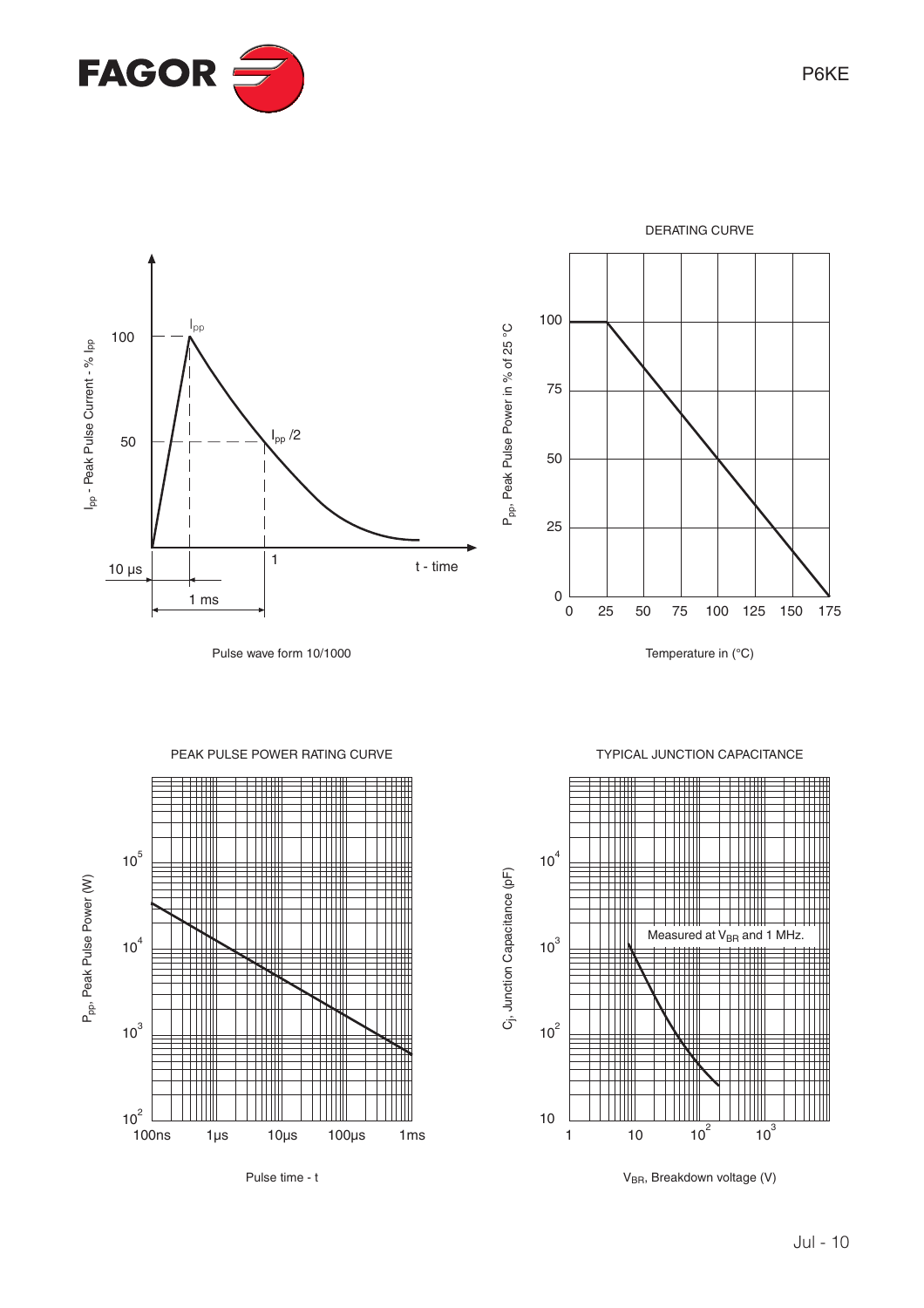Ipp

100

50

Ipp /2

Ipp - Peak Pulse Current - % Ipp

10 µs

1

1 ms

t - time

Pulse wave form 10/1000

DERATING CURVE

100

75

50

25

0

0 25 50 75 100 125 150 175

$P_{pp}$, Peak Pulse Power in % of 25 °C

Temperature in (°C)

PEAK PULSE POWER RATING CURVE

$10^5$

$10^4$

$10^3$

$10^2$

100ns 1µs 10µs 100µs 1ms

$P_{pp}$, Peak Pulse Power (W)

Pulse time - t

TYPICAL JUNCTION CAPACITANCE

$10^4$

$10^3$

$10^2$

10

1 10 $10^2$ $10^3$

Measured at $V_{BR}$ and 1 MHz.

$C_j$, Junction Capacitance (pF)

$V_{BR}$, Breakdown voltage (V)